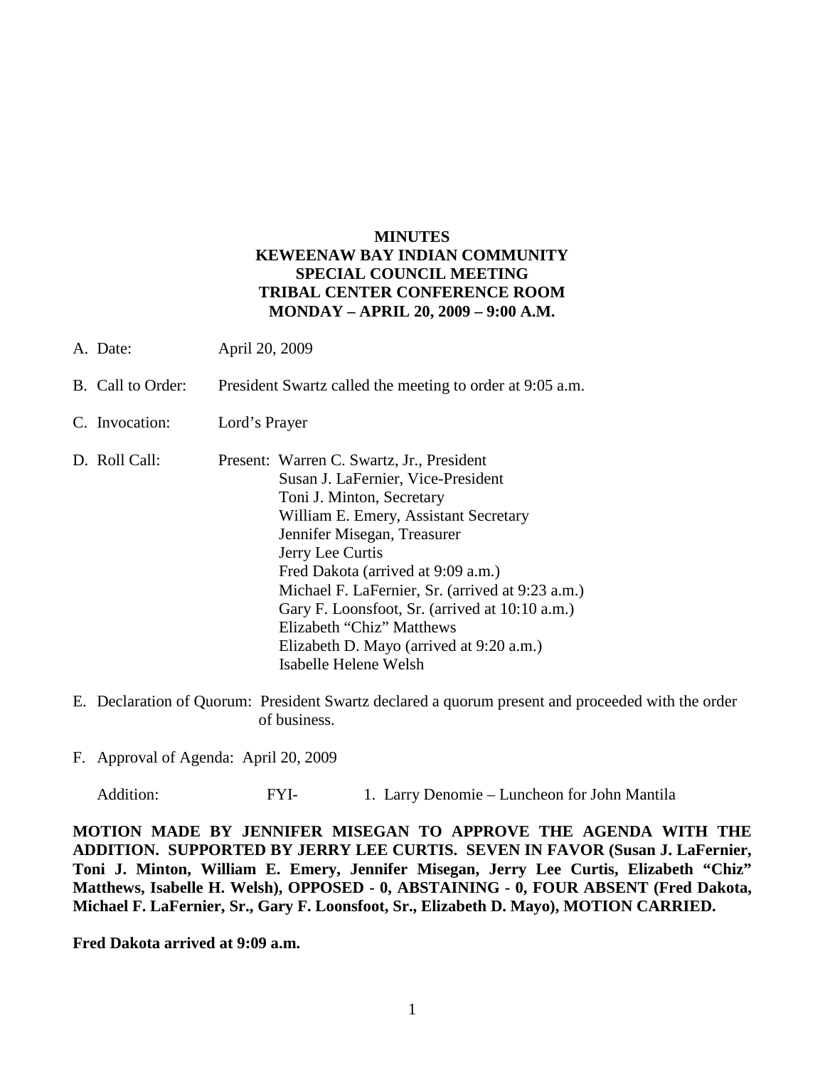# MINUTES
# KEWEENAW BAY INDIAN COMMUNITY
# SPECIAL COUNCIL MEETING
# TRIBAL CENTER CONFERENCE ROOM
# MONDAY – APRIL 20, 2009 – 9:00 A.M.

A. Date: April 20, 2009

B. Call to Order: President Swartz called the meeting to order at 9:05 a.m.

C. Invocation: Lord's Prayer

D. Roll Call: Present:
   - Warren C. Swartz, Jr., President
   - Susan J. LaFernier, Vice-President
   - Toni J. Minton, Secretary
   - William E. Emery, Assistant Secretary
   - Jennifer Misegan, Treasurer
   - Jerry Lee Curtis
   - Fred Dakota (arrived at 9:09 a.m.)
   - Michael F. LaFernier, Sr. (arrived at 9:23 a.m.)
   - Gary F. Loonsfoot, Sr. (arrived at 10:10 a.m.)
   - Elizabeth "Chiz" Matthews
   - Elizabeth D. Mayo (arrived at 9:20 a.m.)
   - Isabelle Helene Welsh

E. Declaration of Quorum: President Swartz declared a quorum present and proceeded with the order of business.

F. Approval of Agenda: April 20, 2009

Addition: FYI- 1. Larry Denomie – Luncheon for John Mantila

**MOTION MADE BY JENNIFER MISEGAN TO APPROVE THE AGENDA WITH THE ADDITION. SUPPORTED BY JERRY LEE CURTIS. SEVEN IN FAVOR (Susan J. LaFernier, Toni J. Minton, William E. Emery, Jennifer Misegan, Jerry Lee Curtis, Elizabeth "Chiz" Matthews, Isabelle H. Welsh), OPPOSED - 0, ABSTAINING - 0, FOUR ABSENT (Fred Dakota, Michael F. LaFernier, Sr., Gary F. Loonsfoot, Sr., Elizabeth D. Mayo), MOTION CARRIED.**

**Fred Dakota arrived at 9:09 a.m.**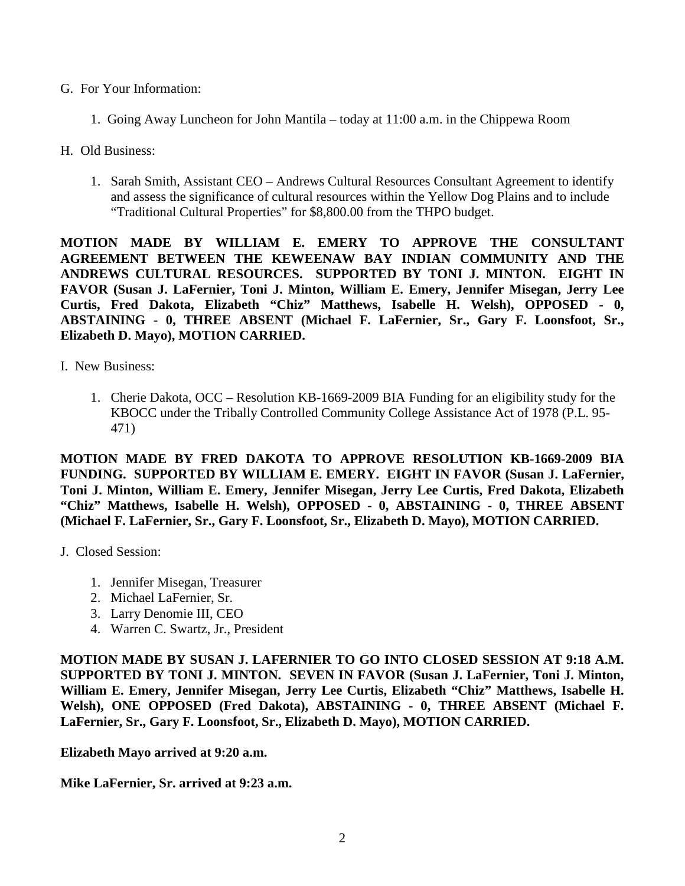G. For Your Information:

1. Going Away Luncheon for John Mantila – today at 11:00 a.m. in the Chippewa Room

H. Old Business:

1. Sarah Smith, Assistant CEO – Andrews Cultural Resources Consultant Agreement to identify and assess the significance of cultural resources within the Yellow Dog Plains and to include "Traditional Cultural Properties" for $8,800.00 from the THPO budget.

**MOTION MADE BY WILLIAM E. EMERY TO APPROVE THE CONSULTANT AGREEMENT BETWEEN THE KEWEENAW BAY INDIAN COMMUNITY AND THE ANDREWS CULTURAL RESOURCES. SUPPORTED BY TONI J. MINTON. EIGHT IN FAVOR (Susan J. LaFernier, Toni J. Minton, William E. Emery, Jennifer Misegan, Jerry Lee Curtis, Fred Dakota, Elizabeth "Chiz" Matthews, Isabelle H. Welsh), OPPOSED - 0, ABSTAINING - 0, THREE ABSENT (Michael F. LaFernier, Sr., Gary F. Loonsfoot, Sr., Elizabeth D. Mayo), MOTION CARRIED.**

I. New Business:

1. Cherie Dakota, OCC – Resolution KB-1669-2009 BIA Funding for an eligibility study for the KBOCC under the Tribally Controlled Community College Assistance Act of 1978 (P.L. 95-471)

**MOTION MADE BY FRED DAKOTA TO APPROVE RESOLUTION KB-1669-2009 BIA FUNDING. SUPPORTED BY WILLIAM E. EMERY. EIGHT IN FAVOR (Susan J. LaFernier, Toni J. Minton, William E. Emery, Jennifer Misegan, Jerry Lee Curtis, Fred Dakota, Elizabeth "Chiz" Matthews, Isabelle H. Welsh), OPPOSED - 0, ABSTAINING - 0, THREE ABSENT (Michael F. LaFernier, Sr., Gary F. Loonsfoot, Sr., Elizabeth D. Mayo), MOTION CARRIED.**

J. Closed Session:

1. Jennifer Misegan, Treasurer
2. Michael LaFernier, Sr.
3. Larry Denomie III, CEO
4. Warren C. Swartz, Jr., President

**MOTION MADE BY SUSAN J. LAFERNIER TO GO INTO CLOSED SESSION AT 9:18 A.M. SUPPORTED BY TONI J. MINTON. SEVEN IN FAVOR (Susan J. LaFernier, Toni J. Minton, William E. Emery, Jennifer Misegan, Jerry Lee Curtis, Elizabeth "Chiz" Matthews, Isabelle H. Welsh), ONE OPPOSED (Fred Dakota), ABSTAINING - 0, THREE ABSENT (Michael F. LaFernier, Sr., Gary F. Loonsfoot, Sr., Elizabeth D. Mayo), MOTION CARRIED.**

**Elizabeth Mayo arrived at 9:20 a.m.**

**Mike LaFernier, Sr. arrived at 9:23 a.m.**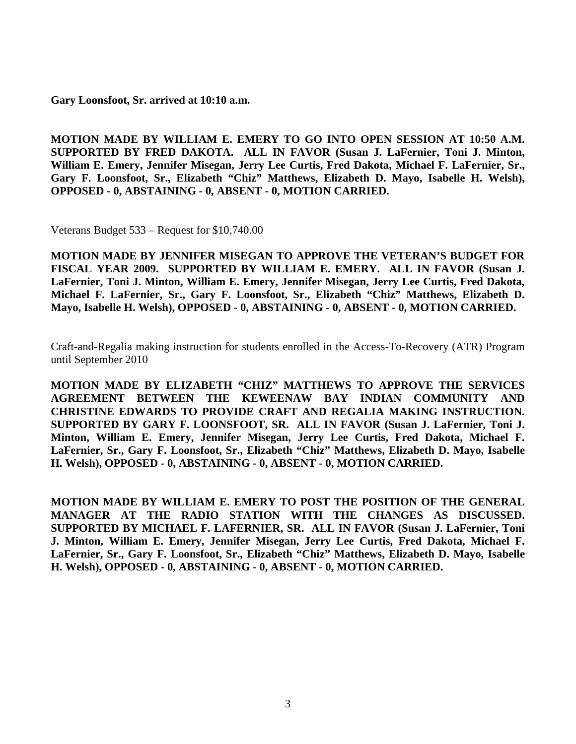**Gary Loonsfoot, Sr. arrived at 10:10 a.m.**

**MOTION MADE BY WILLIAM E. EMERY TO GO INTO OPEN SESSION AT 10:50 A.M. SUPPORTED BY FRED DAKOTA. ALL IN FAVOR (Susan J. LaFernier, Toni J. Minton, William E. Emery, Jennifer Misegan, Jerry Lee Curtis, Fred Dakota, Michael F. LaFernier, Sr., Gary F. Loonsfoot, Sr., Elizabeth "Chiz" Matthews, Elizabeth D. Mayo, Isabelle H. Welsh), OPPOSED - 0, ABSTAINING - 0, ABSENT - 0, MOTION CARRIED.**

Veterans Budget 533 – Request for $10,740.00

**MOTION MADE BY JENNIFER MISEGAN TO APPROVE THE VETERAN'S BUDGET FOR FISCAL YEAR 2009. SUPPORTED BY WILLIAM E. EMERY. ALL IN FAVOR (Susan J. LaFernier, Toni J. Minton, William E. Emery, Jennifer Misegan, Jerry Lee Curtis, Fred Dakota, Michael F. LaFernier, Sr., Gary F. Loonsfoot, Sr., Elizabeth "Chiz" Matthews, Elizabeth D. Mayo, Isabelle H. Welsh), OPPOSED - 0, ABSTAINING - 0, ABSENT - 0, MOTION CARRIED.**

Craft-and-Regalia making instruction for students enrolled in the Access-To-Recovery (ATR) Program until September 2010

**MOTION MADE BY ELIZABETH "CHIZ" MATTHEWS TO APPROVE THE SERVICES AGREEMENT BETWEEN THE KEWEENAW BAY INDIAN COMMUNITY AND CHRISTINE EDWARDS TO PROVIDE CRAFT AND REGALIA MAKING INSTRUCTION. SUPPORTED BY GARY F. LOONSFOOT, SR. ALL IN FAVOR (Susan J. LaFernier, Toni J. Minton, William E. Emery, Jennifer Misegan, Jerry Lee Curtis, Fred Dakota, Michael F. LaFernier, Sr., Gary F. Loonsfoot, Sr., Elizabeth "Chiz" Matthews, Elizabeth D. Mayo, Isabelle H. Welsh), OPPOSED - 0, ABSTAINING - 0, ABSENT - 0, MOTION CARRIED.**

**MOTION MADE BY WILLIAM E. EMERY TO POST THE POSITION OF THE GENERAL MANAGER AT THE RADIO STATION WITH THE CHANGES AS DISCUSSED. SUPPORTED BY MICHAEL F. LAFERNIER, SR. ALL IN FAVOR (Susan J. LaFernier, Toni J. Minton, William E. Emery, Jennifer Misegan, Jerry Lee Curtis, Fred Dakota, Michael F. LaFernier, Sr., Gary F. Loonsfoot, Sr., Elizabeth "Chiz" Matthews, Elizabeth D. Mayo, Isabelle H. Welsh), OPPOSED - 0, ABSTAINING - 0, ABSENT - 0, MOTION CARRIED.**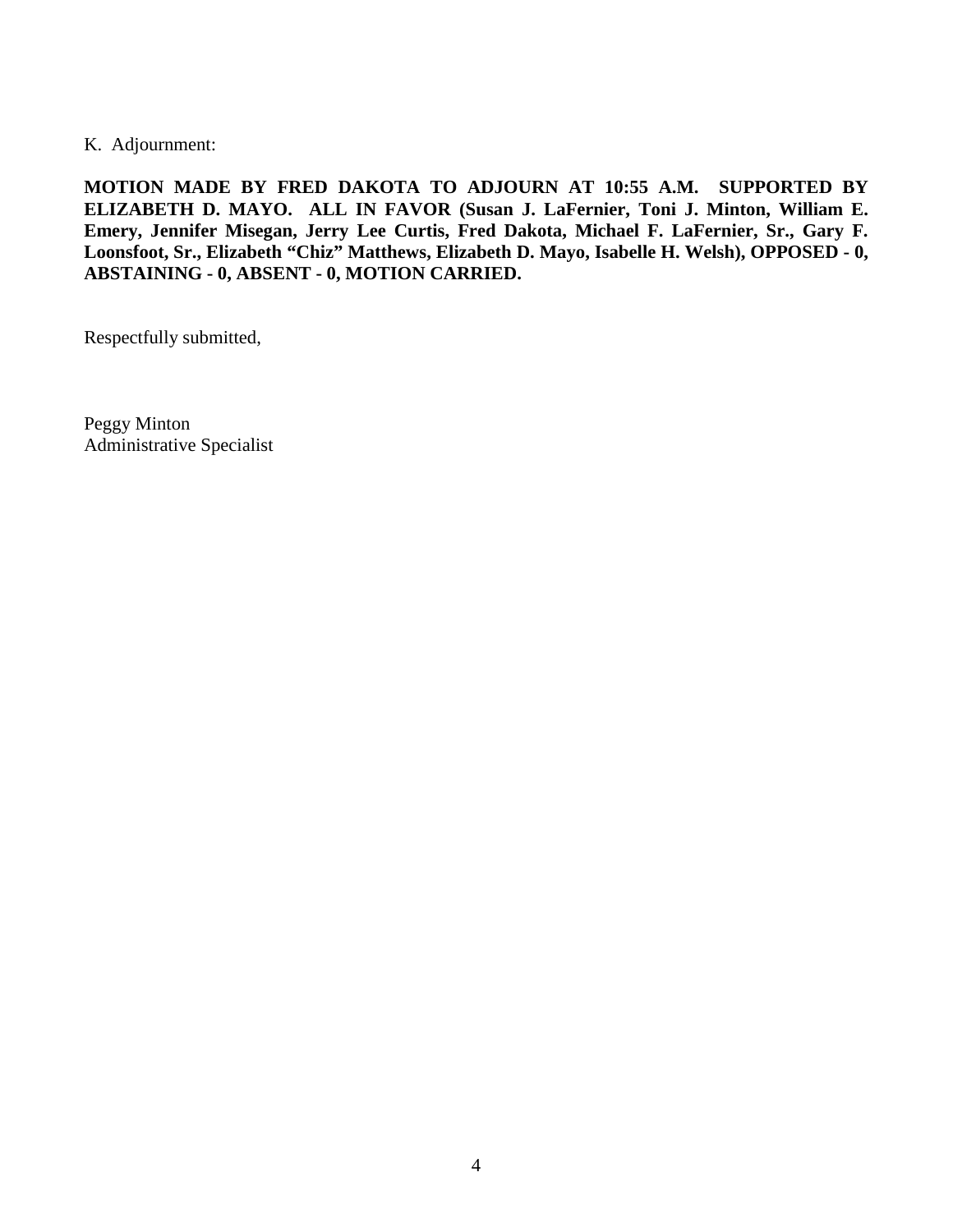K. Adjournment:

**MOTION MADE BY FRED DAKOTA TO ADJOURN AT 10:55 A.M. SUPPORTED BY ELIZABETH D. MAYO. ALL IN FAVOR (Susan J. LaFernier, Toni J. Minton, William E. Emery, Jennifer Misegan, Jerry Lee Curtis, Fred Dakota, Michael F. LaFernier, Sr., Gary F. Loonsfoot, Sr., Elizabeth "Chiz" Matthews, Elizabeth D. Mayo, Isabelle H. Welsh), OPPOSED - 0, ABSTAINING - 0, ABSENT - 0, MOTION CARRIED.**

Respectfully submitted,

Peggy Minton
Administrative Specialist